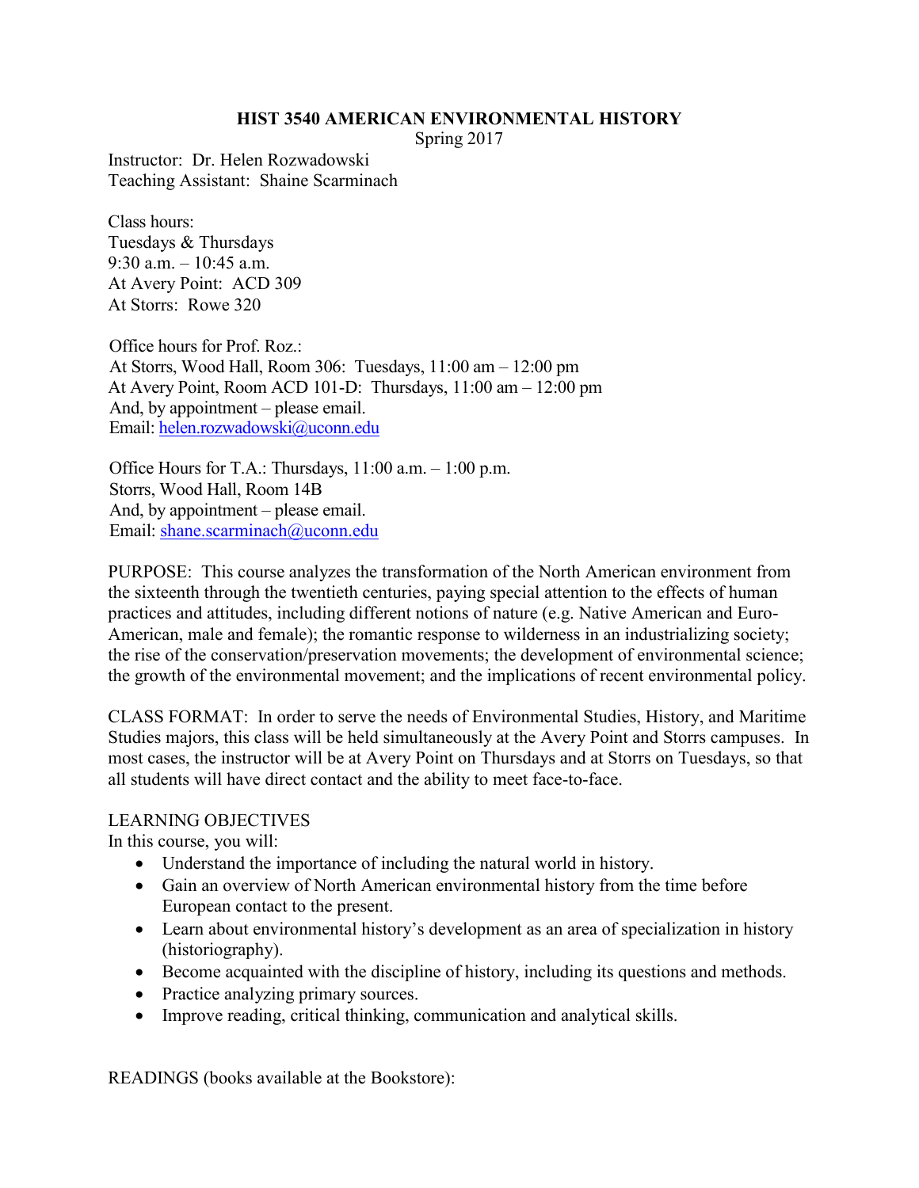# HIST 3540 AMERICAN ENVIRONMENTAL HISTORY

Spring 2017

Instructor: Dr. Helen Rozwadowski
Teaching Assistant: Shaine Scarminach

Class hours:
Tuesdays & Thursdays
9:30 a.m. – 10:45 a.m.
At Avery Point: ACD 309
At Storrs: Rowe 320

Office hours for Prof. Roz.:
At Storrs, Wood Hall, Room 306: Tuesdays, 11:00 am – 12:00 pm
At Avery Point, Room ACD 101-D: Thursdays, 11:00 am – 12:00 pm
And, by appointment – please email.
Email: helen.rozwadowski@uconn.edu

Office Hours for T.A.: Thursdays, 11:00 a.m. – 1:00 p.m.
Storrs, Wood Hall, Room 14B
And, by appointment – please email.
Email: shane.scarminach@uconn.edu

PURPOSE: This course analyzes the transformation of the North American environment from the sixteenth through the twentieth centuries, paying special attention to the effects of human practices and attitudes, including different notions of nature (e.g. Native American and Euro-American, male and female); the romantic response to wilderness in an industrializing society; the rise of the conservation/preservation movements; the development of environmental science; the growth of the environmental movement; and the implications of recent environmental policy.

CLASS FORMAT: In order to serve the needs of Environmental Studies, History, and Maritime Studies majors, this class will be held simultaneously at the Avery Point and Storrs campuses. In most cases, the instructor will be at Avery Point on Thursdays and at Storrs on Tuesdays, so that all students will have direct contact and the ability to meet face-to-face.

LEARNING OBJECTIVES

In this course, you will:

- Understand the importance of including the natural world in history.
- Gain an overview of North American environmental history from the time before European contact to the present.
- Learn about environmental history's development as an area of specialization in history (historiography).
- Become acquainted with the discipline of history, including its questions and methods.
- Practice analyzing primary sources.
- Improve reading, critical thinking, communication and analytical skills.

READINGS (books available at the Bookstore):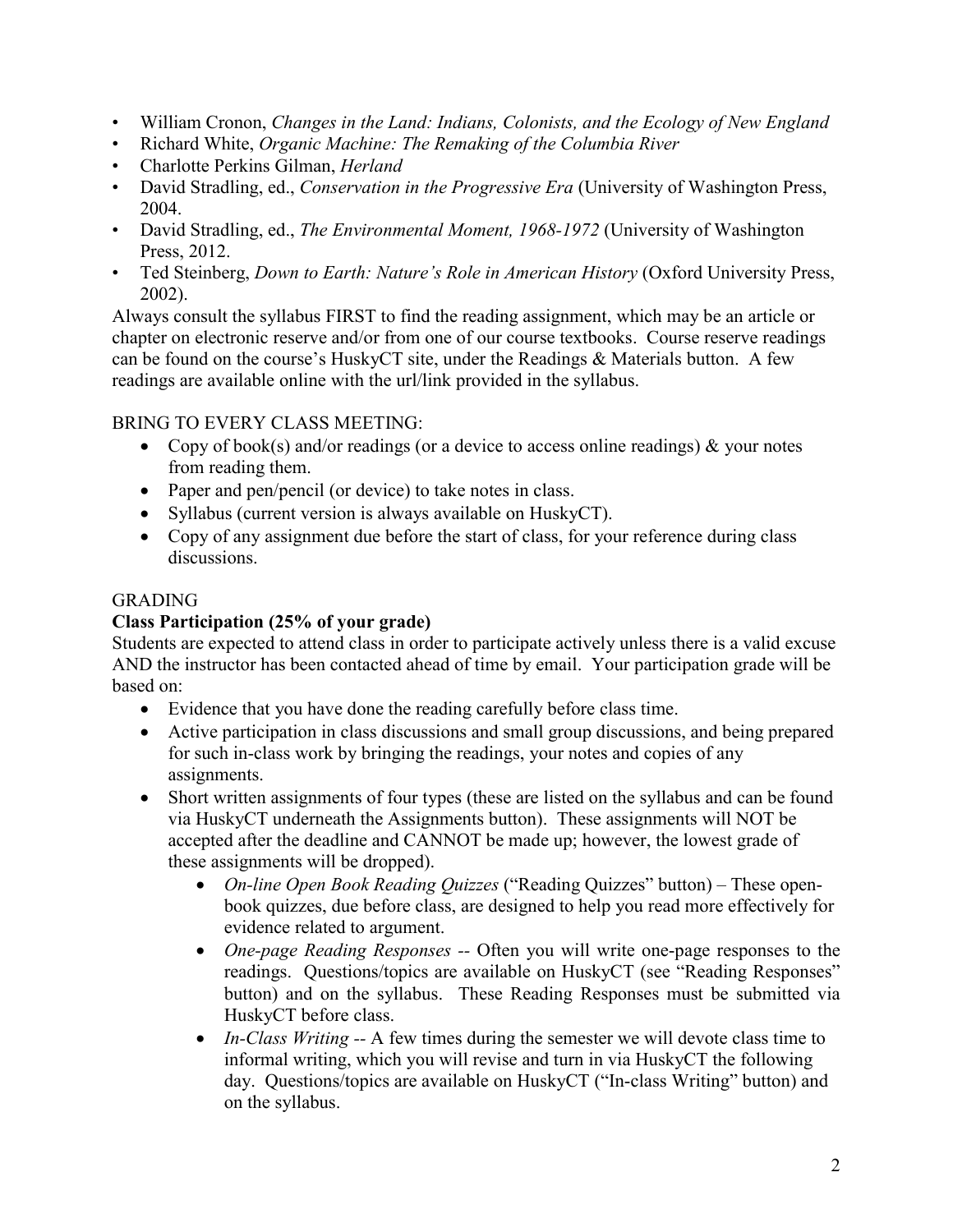- William Cronon, *Changes in the Land: Indians, Colonists, and the Ecology of New England*
- Richard White, *Organic Machine: The Remaking of the Columbia River*
- Charlotte Perkins Gilman, *Herland*
- David Stradling, ed., *Conservation in the Progressive Era* (University of Washington Press, 2004.
- David Stradling, ed., *The Environmental Moment, 1968-1972* (University of Washington Press, 2012.
- Ted Steinberg, *Down to Earth: Nature's Role in American History* (Oxford University Press, 2002).

Always consult the syllabus FIRST to find the reading assignment, which may be an article or chapter on electronic reserve and/or from one of our course textbooks. Course reserve readings can be found on the course's HuskyCT site, under the Readings & Materials button. A few readings are available online with the url/link provided in the syllabus.

BRING TO EVERY CLASS MEETING:

- Copy of book(s) and/or readings (or a device to access online readings) & your notes from reading them.
- Paper and pen/pencil (or device) to take notes in class.
- Syllabus (current version is always available on HuskyCT).
- Copy of any assignment due before the start of class, for your reference during class discussions.

GRADING

**Class Participation (25% of your grade)**

Students are expected to attend class in order to participate actively unless there is a valid excuse AND the instructor has been contacted ahead of time by email. Your participation grade will be based on:

- Evidence that you have done the reading carefully before class time.
- Active participation in class discussions and small group discussions, and being prepared for such in-class work by bringing the readings, your notes and copies of any assignments.
- Short written assignments of four types (these are listed on the syllabus and can be found via HuskyCT underneath the Assignments button). These assignments will NOT be accepted after the deadline and CANNOT be made up; however, the lowest grade of these assignments will be dropped).
    - *On-line Open Book Reading Quizzes* ("Reading Quizzes" button) – These open-book quizzes, due before class, are designed to help you read more effectively for evidence related to argument.
    - *One-page Reading Responses* -- Often you will write one-page responses to the readings. Questions/topics are available on HuskyCT (see "Reading Responses" button) and on the syllabus. These Reading Responses must be submitted via HuskyCT before class.
    - *In-Class Writing* -- A few times during the semester we will devote class time to informal writing, which you will revise and turn in via HuskyCT the following day. Questions/topics are available on HuskyCT ("In-class Writing" button) and on the syllabus.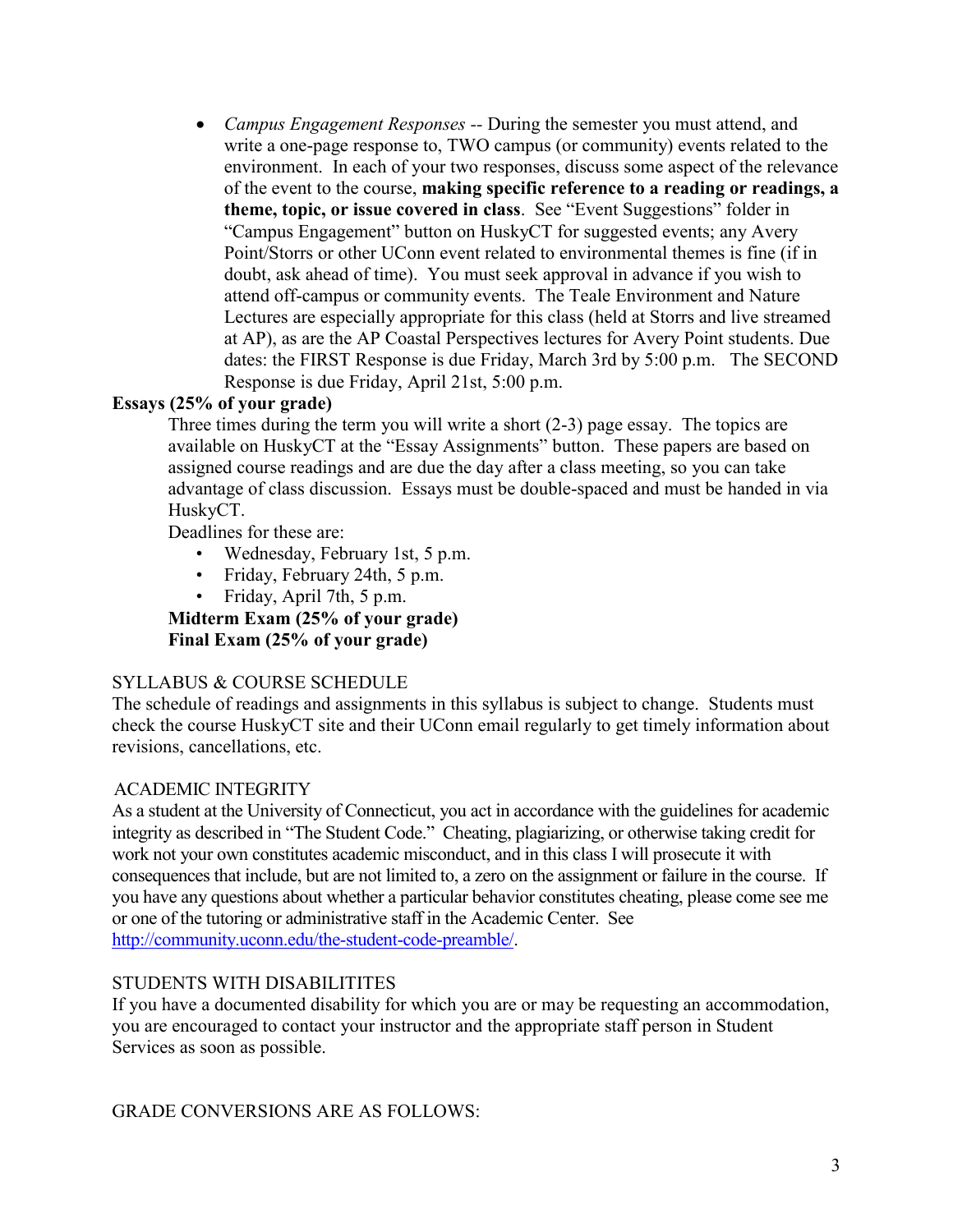- *Campus Engagement Responses* -- During the semester you must attend, and write a one-page response to, TWO campus (or community) events related to the environment. In each of your two responses, discuss some aspect of the relevance of the event to the course, **making specific reference to a reading or readings, a theme, topic, or issue covered in class**. See "Event Suggestions" folder in "Campus Engagement" button on HuskyCT for suggested events; any Avery Point/Storrs or other UConn event related to environmental themes is fine (if in doubt, ask ahead of time). You must seek approval in advance if you wish to attend off-campus or community events. The Teale Environment and Nature Lectures are especially appropriate for this class (held at Storrs and live streamed at AP), as are the AP Coastal Perspectives lectures for Avery Point students. Due dates: the FIRST Response is due Friday, March 3rd by 5:00 p.m. The SECOND Response is due Friday, April 21st, 5:00 p.m.

**Essays (25% of your grade)**

Three times during the term you will write a short (2-3) page essay. The topics are available on HuskyCT at the "Essay Assignments" button. These papers are based on assigned course readings and are due the day after a class meeting, so you can take advantage of class discussion. Essays must be double-spaced and must be handed in via HuskyCT.

Deadlines for these are:

- Wednesday, February 1st, 5 p.m.
- Friday, February 24th, 5 p.m.
- Friday, April 7th, 5 p.m.

**Midterm Exam (25% of your grade)**

**Final Exam (25% of your grade)**

SYLLABUS & COURSE SCHEDULE

The schedule of readings and assignments in this syllabus is subject to change. Students must check the course HuskyCT site and their UConn email regularly to get timely information about revisions, cancellations, etc.

ACADEMIC INTEGRITY

As a student at the University of Connecticut, you act in accordance with the guidelines for academic integrity as described in "The Student Code." Cheating, plagiarizing, or otherwise taking credit for work not your own constitutes academic misconduct, and in this class I will prosecute it with consequences that include, but are not limited to, a zero on the assignment or failure in the course. If you have any questions about whether a particular behavior constitutes cheating, please come see me or one of the tutoring or administrative staff in the Academic Center. See http://community.uconn.edu/the-student-code-preamble/.

STUDENTS WITH DISABILITITES

If you have a documented disability for which you are or may be requesting an accommodation, you are encouraged to contact your instructor and the appropriate staff person in Student Services as soon as possible.

GRADE CONVERSIONS ARE AS FOLLOWS: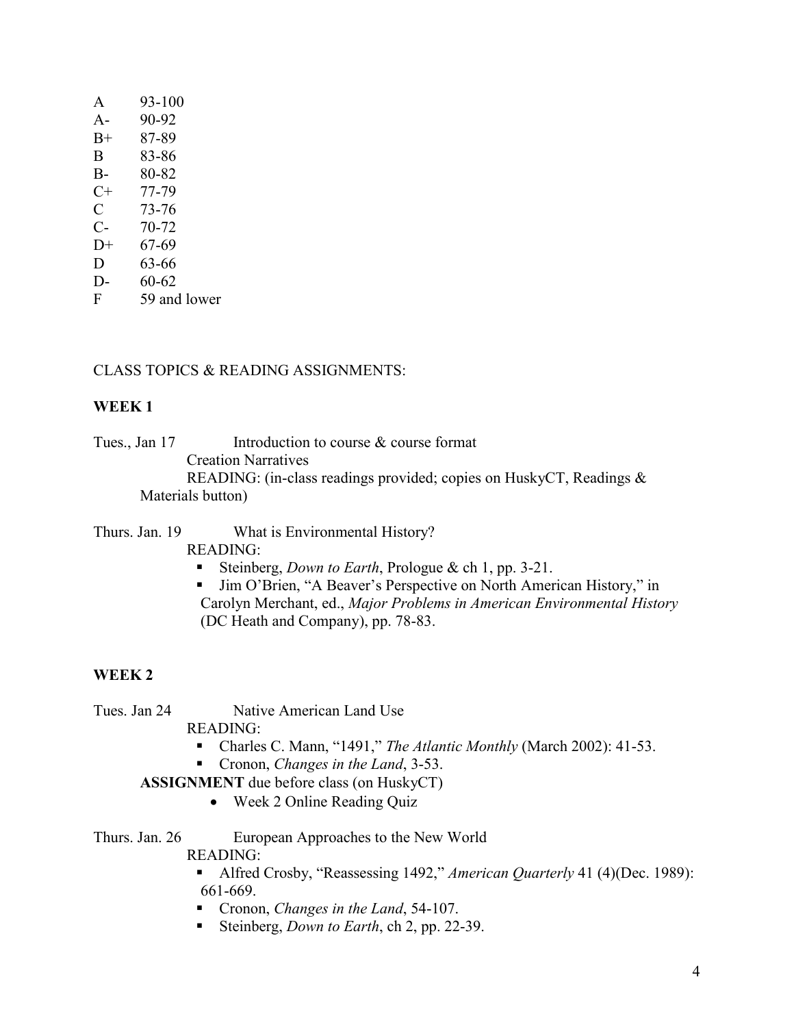| | |
|---|---|
| A | 93-100 |
| A- | 90-92 |
| B+ | 87-89 |
| B | 83-86 |
| B- | 80-82 |
| C+ | 77-79 |
| C | 73-76 |
| C- | 70-72 |
| D+ | 67-69 |
| D | 63-66 |
| D- | 60-62 |
| F | 59 and lower |

CLASS TOPICS & READING ASSIGNMENTS:

**WEEK 1**

Tues., Jan 17 Introduction to course & course format
Creation Narratives
READING: (in-class readings provided; copies on HuskyCT, Readings & Materials button)

Thurs. Jan. 19 What is Environmental History?
READING:

- Steinberg, *Down to Earth*, Prologue & ch 1, pp. 3-21.
- Jim O'Brien, "A Beaver's Perspective on North American History," in Carolyn Merchant, ed., *Major Problems in American Environmental History* (DC Heath and Company), pp. 78-83.

**WEEK 2**

Tues. Jan 24 Native American Land Use
READING:

- Charles C. Mann, "1491," *The Atlantic Monthly* (March 2002): 41-53.
- Cronon, *Changes in the Land*, 3-53.

**ASSIGNMENT** due before class (on HuskyCT)

- Week 2 Online Reading Quiz

Thurs. Jan. 26 European Approaches to the New World
READING:

- Alfred Crosby, "Reassessing 1492," *American Quarterly* 41 (4)(Dec. 1989): 661-669.
- Cronon, *Changes in the Land*, 54-107.
- Steinberg, *Down to Earth*, ch 2, pp. 22-39.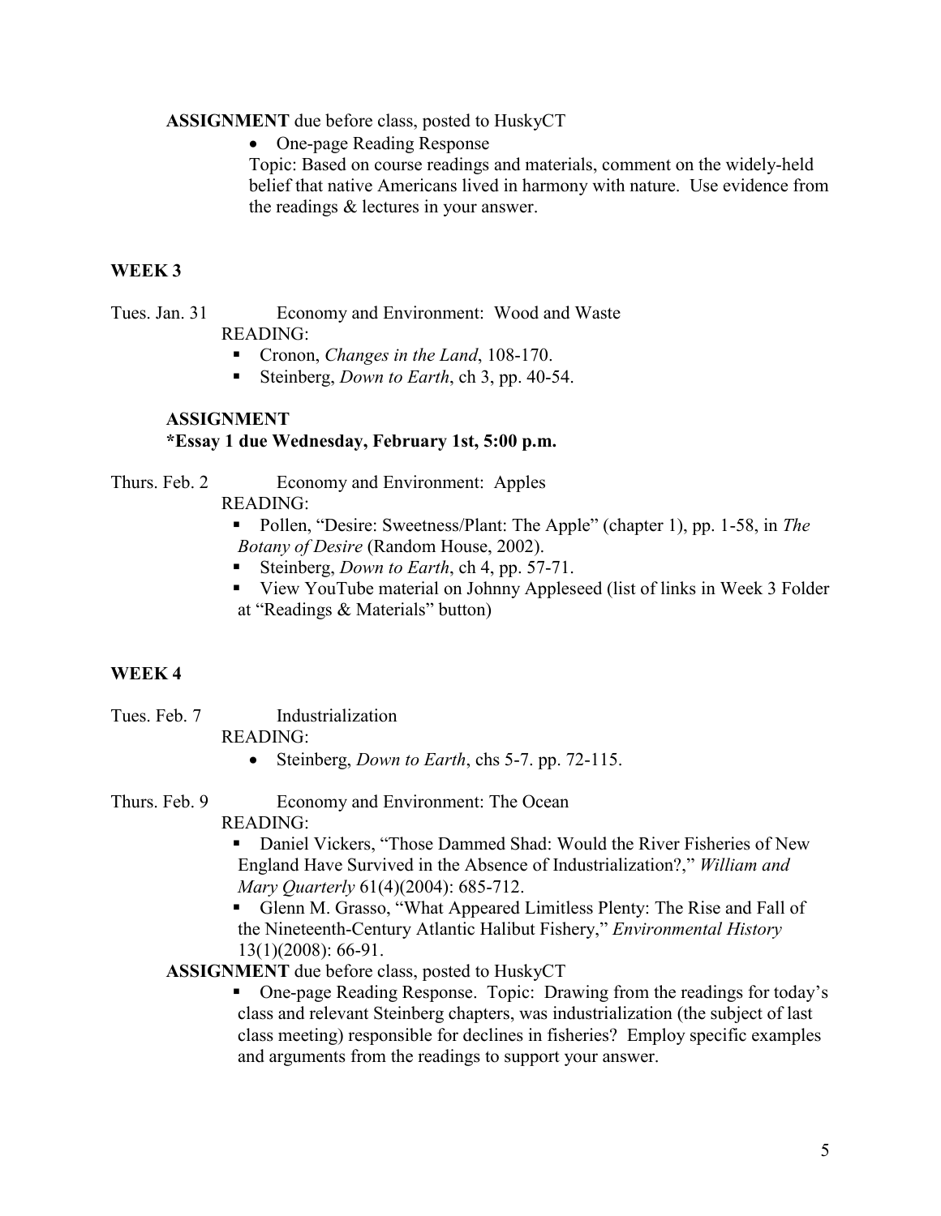**ASSIGNMENT** due before class, posted to HuskyCT

- One-page Reading Response

  Topic: Based on course readings and materials, comment on the widely-held belief that native Americans lived in harmony with nature. Use evidence from the readings & lectures in your answer.

## WEEK 3

Tues. Jan. 31 Economy and Environment: Wood and Waste

READING:

- Cronon, *Changes in the Land*, 108-170.
- Steinberg, *Down to Earth*, ch 3, pp. 40-54.

**ASSIGNMENT**

**\*Essay 1 due Wednesday, February 1st, 5:00 p.m.**

Thurs. Feb. 2 Economy and Environment: Apples

READING:

- Pollen, "Desire: Sweetness/Plant: The Apple" (chapter 1), pp. 1-58, in *The Botany of Desire* (Random House, 2002).
- Steinberg, *Down to Earth*, ch 4, pp. 57-71.
- View YouTube material on Johnny Appleseed (list of links in Week 3 Folder at "Readings & Materials" button)

## WEEK 4

Tues. Feb. 7 Industrialization

READING:

- Steinberg, *Down to Earth*, chs 5-7. pp. 72-115.

Thurs. Feb. 9 Economy and Environment: The Ocean

READING:

- Daniel Vickers, "Those Dammed Shad: Would the River Fisheries of New England Have Survived in the Absence of Industrialization?," *William and Mary Quarterly* 61(4)(2004): 685-712.
- Glenn M. Grasso, "What Appeared Limitless Plenty: The Rise and Fall of the Nineteenth-Century Atlantic Halibut Fishery," *Environmental History* 13(1)(2008): 66-91.

**ASSIGNMENT** due before class, posted to HuskyCT

- One-page Reading Response. Topic: Drawing from the readings for today's class and relevant Steinberg chapters, was industrialization (the subject of last class meeting) responsible for declines in fisheries? Employ specific examples and arguments from the readings to support your answer.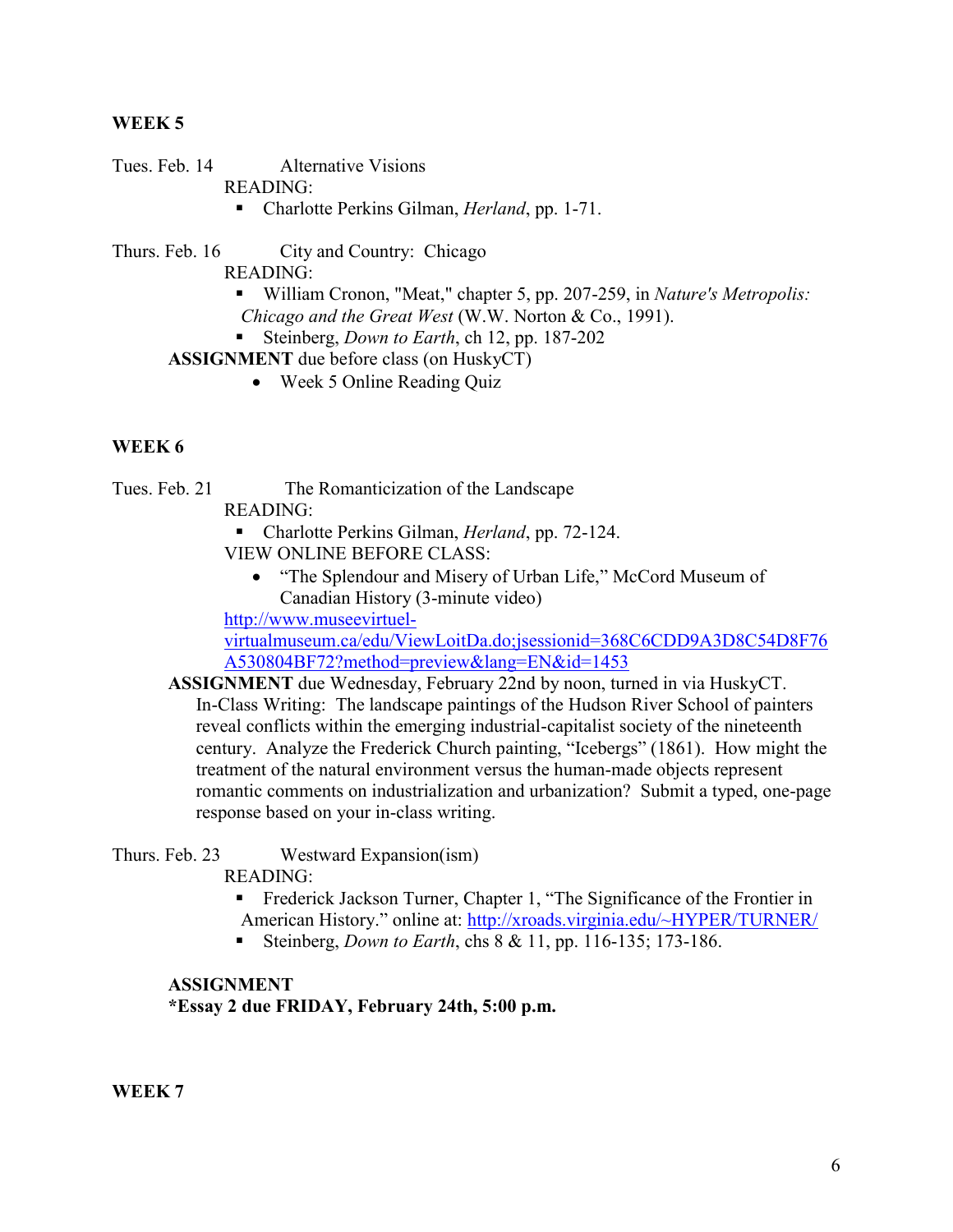**WEEK 5**

Tues. Feb. 14 Alternative Visions

READING:

- Charlotte Perkins Gilman, *Herland*, pp. 1-71.

Thurs. Feb. 16 City and Country: Chicago

READING:

- William Cronon, "Meat," chapter 5, pp. 207-259, in *Nature's Metropolis: Chicago and the Great West* (W.W. Norton & Co., 1991).
- Steinberg, *Down to Earth*, ch 12, pp. 187-202

**ASSIGNMENT** due before class (on HuskyCT)

- Week 5 Online Reading Quiz

**WEEK 6**

Tues. Feb. 21 The Romanticization of the Landscape

READING:

- Charlotte Perkins Gilman, *Herland*, pp. 72-124.

VIEW ONLINE BEFORE CLASS:

- "The Splendour and Misery of Urban Life," McCord Museum of Canadian History (3-minute video)

[http://www.museevirtuel-virtualmuseum.ca/edu/ViewLoitDa.do;jsessionid=368C6CDD9A3D8C54D8F76A530804BF72?method=preview&lang=EN&id=1453](http://www.museevirtuel-virtualmuseum.ca/edu/ViewLoitDa.do;jsessionid=368C6CDD9A3D8C54D8F76A530804BF72?method=preview&lang=EN&id=1453)

**ASSIGNMENT** due Wednesday, February 22nd by noon, turned in via HuskyCT.

In-Class Writing: The landscape paintings of the Hudson River School of painters reveal conflicts within the emerging industrial-capitalist society of the nineteenth century. Analyze the Frederick Church painting, "Icebergs" (1861). How might the treatment of the natural environment versus the human-made objects represent romantic comments on industrialization and urbanization? Submit a typed, one-page response based on your in-class writing.

Thurs. Feb. 23 Westward Expansion(ism)

READING:

- Frederick Jackson Turner, Chapter 1, "The Significance of the Frontier in American History." online at: [http://xroads.virginia.edu/~HYPER/TURNER/](http://xroads.virginia.edu/~HYPER/TURNER/)
- Steinberg, *Down to Earth*, chs 8 & 11, pp. 116-135; 173-186.

**ASSIGNMENT**

***Essay 2 due FRIDAY, February 24th, 5:00 p.m.**

**WEEK 7**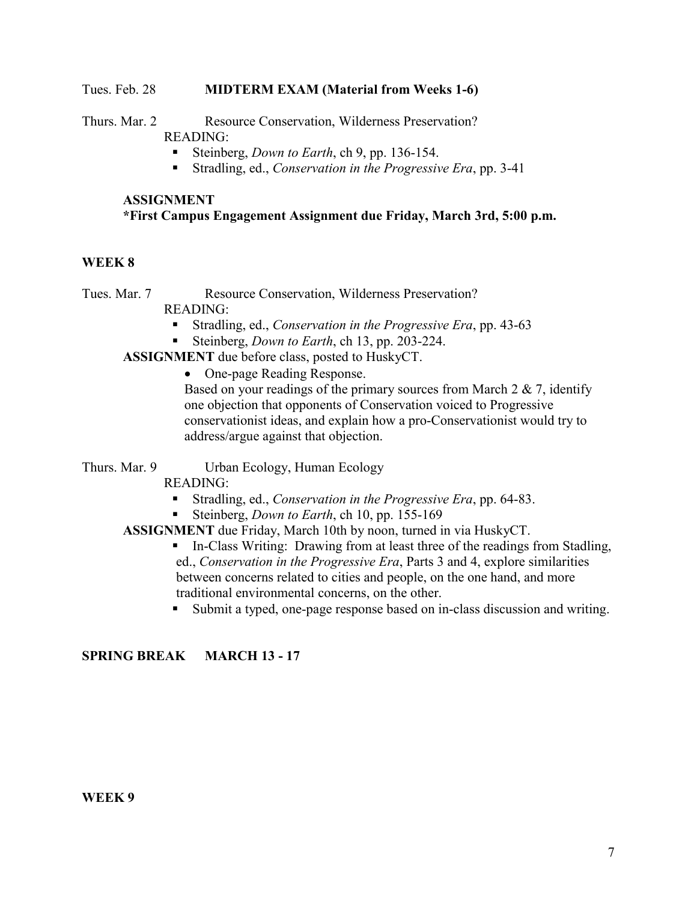Tues. Feb. 28 **MIDTERM EXAM (Material from Weeks 1-6)**

Thurs. Mar. 2 Resource Conservation, Wilderness Preservation?

READING:

- Steinberg, *Down to Earth*, ch 9, pp. 136-154.
- Stradling, ed., *Conservation in the Progressive Era*, pp. 3-41

**ASSIGNMENT**

***First Campus Engagement Assignment due Friday, March 3rd, 5:00 p.m.**

## WEEK 8

Tues. Mar. 7 Resource Conservation, Wilderness Preservation?

READING:

- Stradling, ed., *Conservation in the Progressive Era*, pp. 43-63
- Steinberg, *Down to Earth*, ch 13, pp. 203-224.

**ASSIGNMENT** due before class, posted to HuskyCT.

- One-page Reading Response.

  Based on your readings of the primary sources from March 2 & 7, identify one objection that opponents of Conservation voiced to Progressive conservationist ideas, and explain how a pro-Conservationist would try to address/argue against that objection.

Thurs. Mar. 9 Urban Ecology, Human Ecology

READING:

- Stradling, ed., *Conservation in the Progressive Era*, pp. 64-83.
- Steinberg, *Down to Earth*, ch 10, pp. 155-169

**ASSIGNMENT** due Friday, March 10th by noon, turned in via HuskyCT.

- In-Class Writing: Drawing from at least three of the readings from Stadling, ed., *Conservation in the Progressive Era*, Parts 3 and 4, explore similarities between concerns related to cities and people, on the one hand, and more traditional environmental concerns, on the other.
- Submit a typed, one-page response based on in-class discussion and writing.

**SPRING BREAK MARCH 13 - 17**

## WEEK 9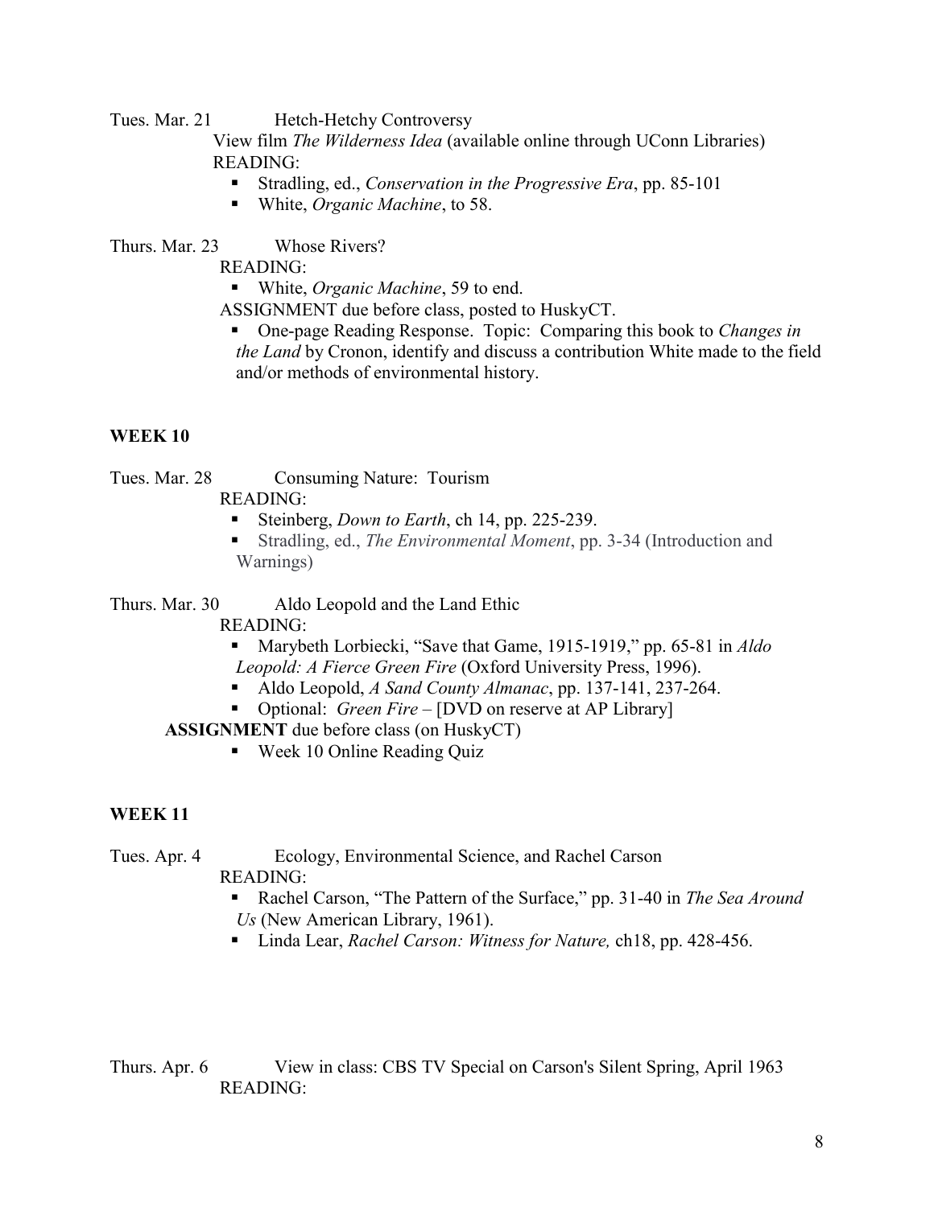Tues. Mar. 21 Hetch-Hetchy Controversy

View film *The Wilderness Idea* (available online through UConn Libraries)

READING:

- Stradling, ed., *Conservation in the Progressive Era*, pp. 85-101
- White, *Organic Machine*, to 58.

Thurs. Mar. 23 Whose Rivers?

READING:

- White, *Organic Machine*, 59 to end.

ASSIGNMENT due before class, posted to HuskyCT.

- One-page Reading Response. Topic: Comparing this book to *Changes in the Land* by Cronon, identify and discuss a contribution White made to the field and/or methods of environmental history.

**WEEK 10**

Tues. Mar. 28 Consuming Nature: Tourism

READING:

- Steinberg, *Down to Earth*, ch 14, pp. 225-239.
- Stradling, ed., *The Environmental Moment*, pp. 3-34 (Introduction and Warnings)

Thurs. Mar. 30 Aldo Leopold and the Land Ethic

READING:

- Marybeth Lorbiecki, "Save that Game, 1915-1919," pp. 65-81 in *Aldo Leopold: A Fierce Green Fire* (Oxford University Press, 1996).
- Aldo Leopold, *A Sand County Almanac*, pp. 137-141, 237-264.
- Optional: *Green Fire* – [DVD on reserve at AP Library]

**ASSIGNMENT** due before class (on HuskyCT)

- Week 10 Online Reading Quiz

**WEEK 11**

Tues. Apr. 4 Ecology, Environmental Science, and Rachel Carson

READING:

- Rachel Carson, "The Pattern of the Surface," pp. 31-40 in *The Sea Around Us* (New American Library, 1961).
- Linda Lear, *Rachel Carson: Witness for Nature,* ch18, pp. 428-456.

Thurs. Apr. 6 View in class: CBS TV Special on Carson's Silent Spring, April 1963

READING: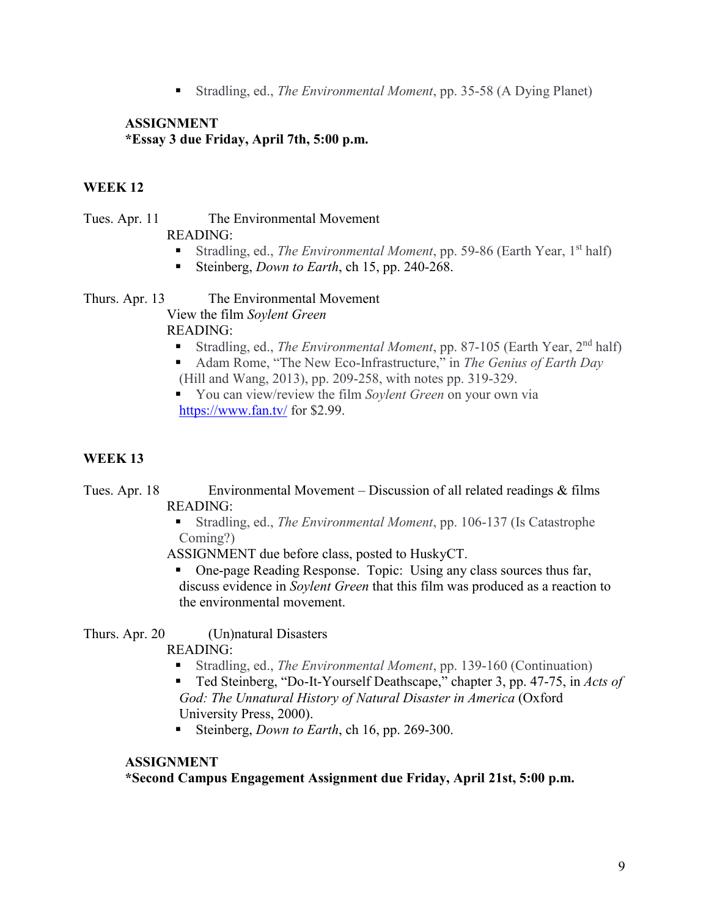- Stradling, ed., *The Environmental Moment*, pp. 35-58 (A Dying Planet)

**ASSIGNMENT**
**\*Essay 3 due Friday, April 7th, 5:00 p.m.**

### WEEK 12

Tues. Apr. 11 The Environmental Movement
READING:

- Stradling, ed., *The Environmental Moment*, pp. 59-86 (Earth Year, 1st half)
- Steinberg, *Down to Earth*, ch 15, pp. 240-268.

Thurs. Apr. 13 The Environmental Movement
View the film *Soylent Green*
READING:

- Stradling, ed., *The Environmental Moment*, pp. 87-105 (Earth Year, 2nd half)
- Adam Rome, "The New Eco-Infrastructure," in *The Genius of Earth Day* (Hill and Wang, 2013), pp. 209-258, with notes pp. 319-329.
- You can view/review the film *Soylent Green* on your own via https://www.fan.tv/ for $2.99.

### WEEK 13

Tues. Apr. 18 Environmental Movement – Discussion of all related readings & films
READING:

- Stradling, ed., *The Environmental Moment*, pp. 106-137 (Is Catastrophe Coming?)

ASSIGNMENT due before class, posted to HuskyCT.

- One-page Reading Response. Topic: Using any class sources thus far, discuss evidence in *Soylent Green* that this film was produced as a reaction to the environmental movement.

Thurs. Apr. 20 (Un)natural Disasters
READING:

- Stradling, ed., *The Environmental Moment*, pp. 139-160 (Continuation)
- Ted Steinberg, "Do-It-Yourself Deathscape," chapter 3, pp. 47-75, in *Acts of God: The Unnatural History of Natural Disaster in America* (Oxford University Press, 2000).
- Steinberg, *Down to Earth*, ch 16, pp. 269-300.

**ASSIGNMENT**
**\*Second Campus Engagement Assignment due Friday, April 21st, 5:00 p.m.**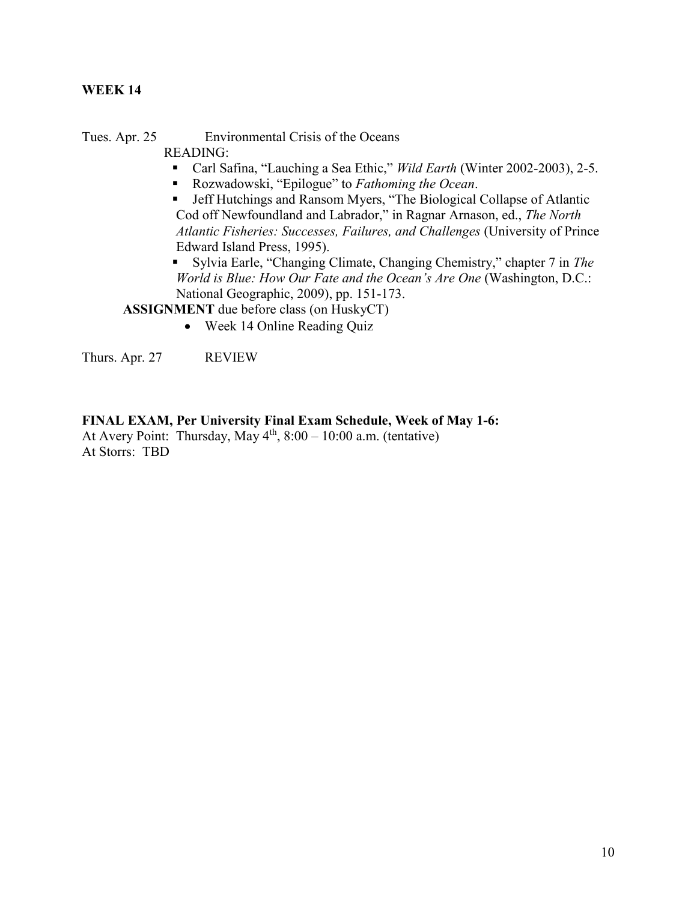**WEEK 14**

Tues. Apr. 25 Environmental Crisis of the Oceans

READING:

- Carl Safina, "Lauching a Sea Ethic," *Wild Earth* (Winter 2002-2003), 2-5.
- Rozwadowski, "Epilogue" to *Fathoming the Ocean*.
- Jeff Hutchings and Ransom Myers, "The Biological Collapse of Atlantic Cod off Newfoundland and Labrador," in Ragnar Arnason, ed., *The North Atlantic Fisheries: Successes, Failures, and Challenges* (University of Prince Edward Island Press, 1995).
- Sylvia Earle, "Changing Climate, Changing Chemistry," chapter 7 in *The World is Blue: How Our Fate and the Ocean's Are One* (Washington, D.C.: National Geographic, 2009), pp. 151-173.

**ASSIGNMENT** due before class (on HuskyCT)

- Week 14 Online Reading Quiz

Thurs. Apr. 27 REVIEW

**FINAL EXAM, Per University Final Exam Schedule, Week of May 1-6:**

At Avery Point: Thursday, May 4th, 8:00 – 10:00 a.m. (tentative)

At Storrs: TBD